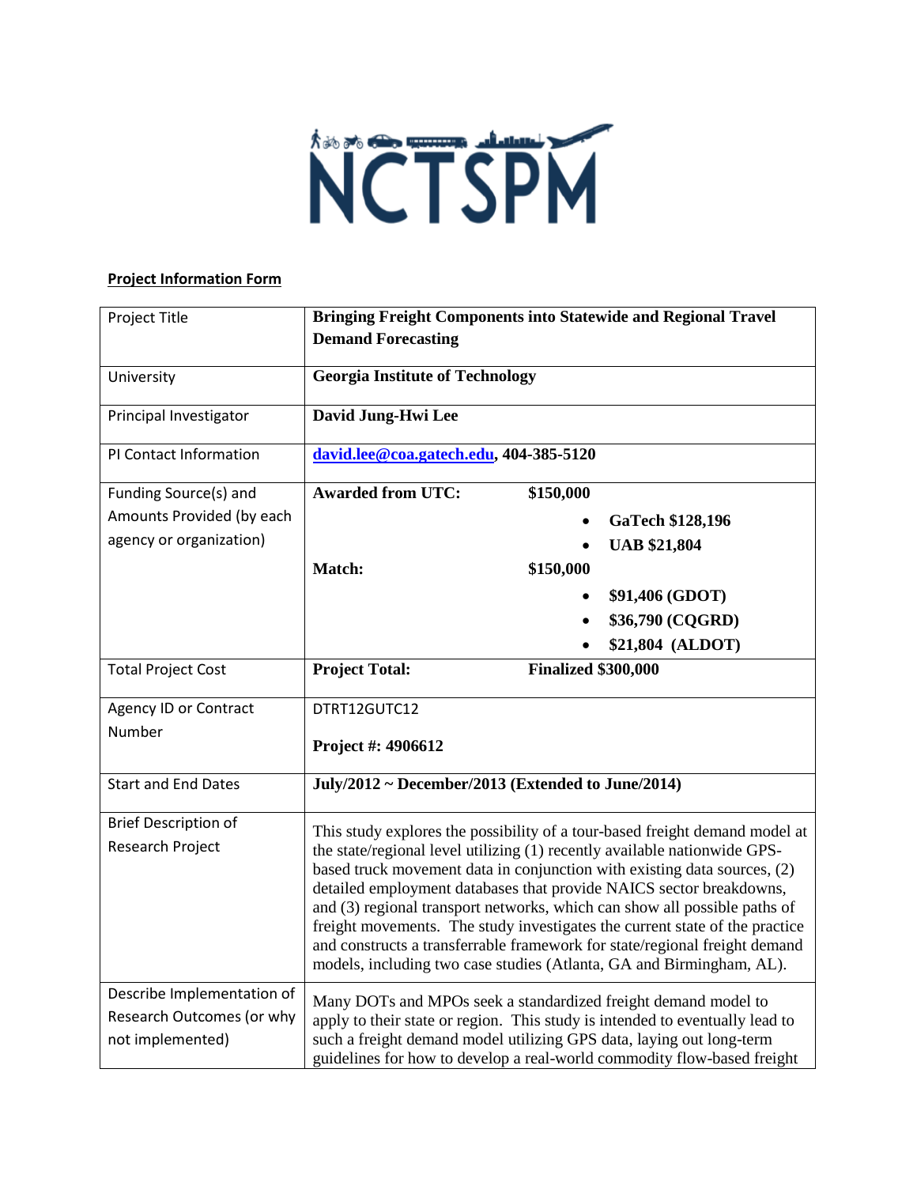# NCTSPM

**Project Information Form**

| | |
|---|---|
| Project Title | **Bringing Freight Components into Statewide and Regional Travel Demand Forecasting** |
| University | **Georgia Institute of Technology** |
| Principal Investigator | **David Jung-Hwi Lee** |
| PI Contact Information | **david.lee@coa.gatech.edu, 404-385-5120** |
| Funding Source(s) and Amounts Provided (by each agency or organization) | **Awarded from UTC: $150,000**<br>• **GaTech $128,196**<br>• **UAB $21,804**<br>**Match: $150,000**<br>• **$91,406 (GDOT)**<br>• **$36,790 (CQGRD)**<br>• **$21,804 (ALDOT)** |
| Total Project Cost | **Project Total: Finalized $300,000** |
| Agency ID or Contract Number | DTRT12GUTC12<br>**Project #: 4906612** |
| Start and End Dates | **July/2012 ~ December/2013 (Extended to June/2014)** |
| Brief Description of Research Project | This study explores the possibility of a tour-based freight demand model at the state/regional level utilizing (1) recently available nationwide GPS-based truck movement data in conjunction with existing data sources, (2) detailed employment databases that provide NAICS sector breakdowns, and (3) regional transport networks, which can show all possible paths of freight movements. The study investigates the current state of the practice and constructs a transferrable framework for state/regional freight demand models, including two case studies (Atlanta, GA and Birmingham, AL). |
| Describe Implementation of Research Outcomes (or why not implemented) | Many DOTs and MPOs seek a standardized freight demand model to apply to their state or region. This study is intended to eventually lead to such a freight demand model utilizing GPS data, laying out long-term guidelines for how to develop a real-world commodity flow-based freight |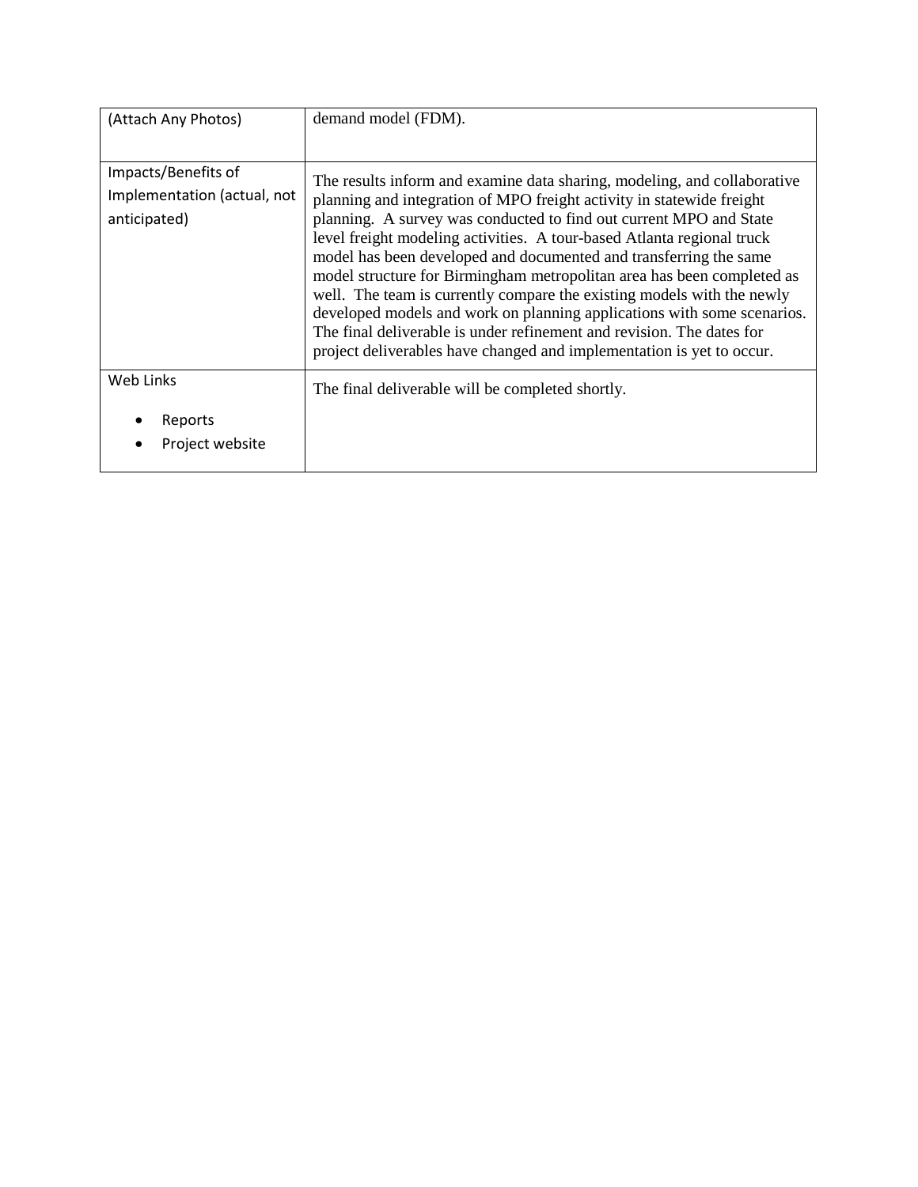| | |
|---|---|
| (Attach Any Photos) | demand model (FDM). |
| Impacts/Benefits of Implementation (actual, not anticipated) | The results inform and examine data sharing, modeling, and collaborative planning and integration of MPO freight activity in statewide freight planning. A survey was conducted to find out current MPO and State level freight modeling activities. A tour-based Atlanta regional truck model has been developed and documented and transferring the same model structure for Birmingham metropolitan area has been completed as well. The team is currently compare the existing models with the newly developed models and work on planning applications with some scenarios. The final deliverable is under refinement and revision. The dates for project deliverables have changed and implementation is yet to occur. |
| Web Links<br>• Reports<br>• Project website | The final deliverable will be completed shortly. |